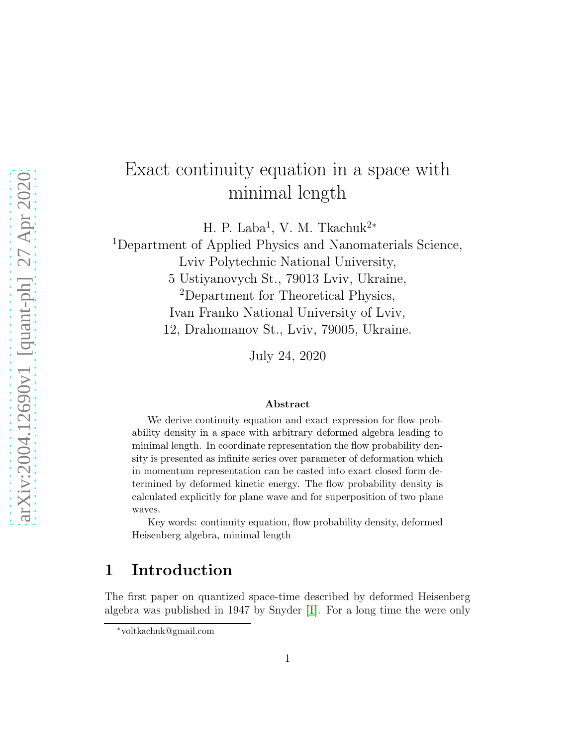# Exact continuity equation in a space with minimal length

H. P. Laba[1], V. M. Tkachuk[2*]

[1]Department of Applied Physics and Nanomaterials Science,
Lviv Polytechnic National University,
5 Ustiyanovych St., 79013 Lviv, Ukraine,

[2]Department for Theoretical Physics,
Ivan Franko National University of Lviv,
12, Drahomanov St., Lviv, 79005, Ukraine.

July 24, 2020

### Abstract

We derive continuity equation and exact expression for flow probability density in a space with arbitrary deformed algebra leading to minimal length. In coordinate representation the flow probability density is presented as infinite series over parameter of deformation which in momentum representation can be casted into exact closed form determined by deformed kinetic energy. The flow probability density is calculated explicitly for plane wave and for superposition of two plane waves.

Key words: continuity equation, flow probability density, deformed Heisenberg algebra, minimal length

## 1 Introduction

The first paper on quantized space-time described by deformed Heisenberg algebra was published in 1947 by Snyder [1]. For a long time the were only

*voltkachuk@gmail.com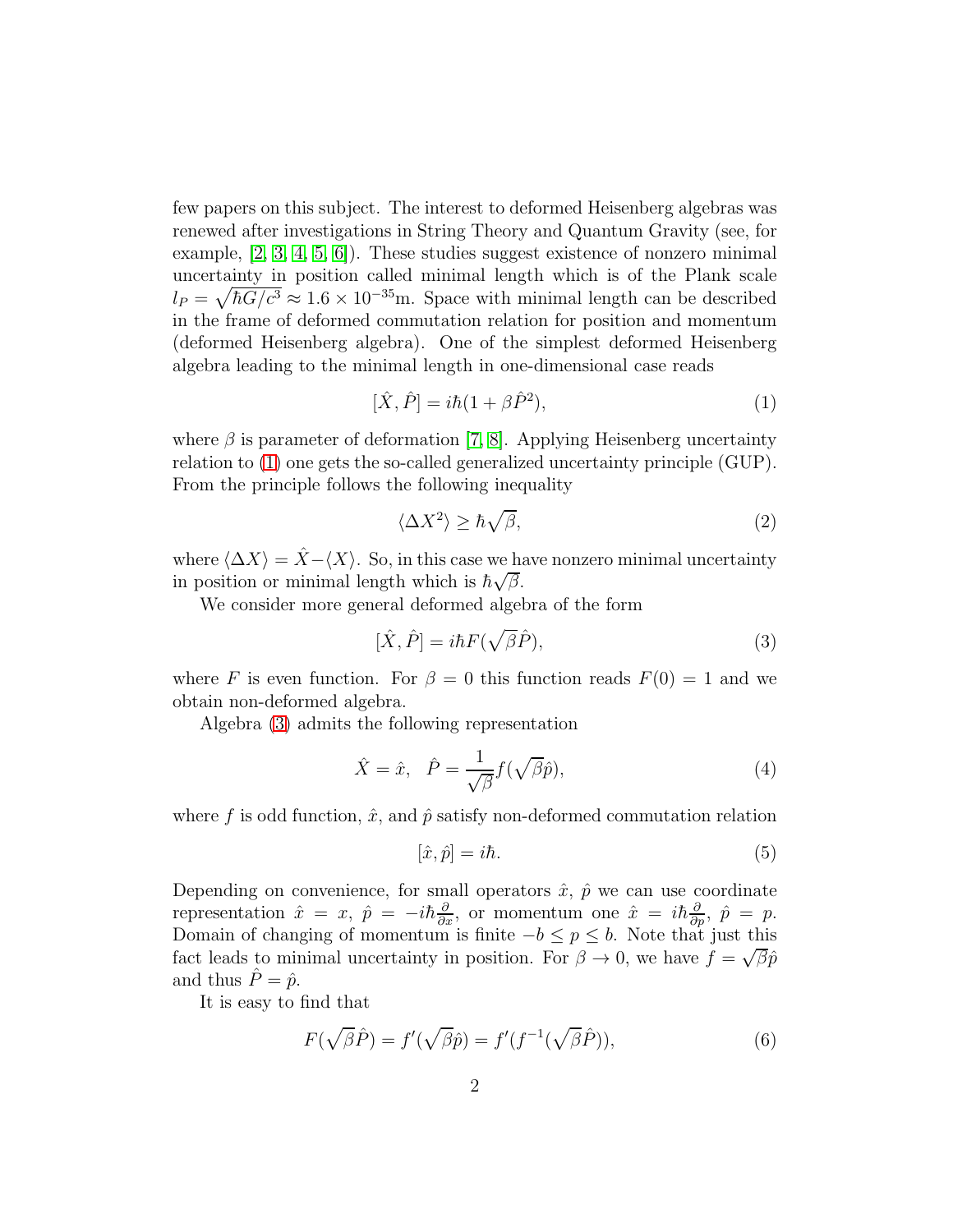few papers on this subject. The interest to deformed Heisenberg algebras was renewed after investigations in String Theory and Quantum Gravity (see, for example, [2, 3, 4, 5, 6]). These studies suggest existence of nonzero minimal uncertainty in position called minimal length which is of the Plank scale $l_P = \sqrt{\hbar G/c^3} \approx 1.6 \times 10^{-35}$m. Space with minimal length can be described in the frame of deformed commutation relation for position and momentum (deformed Heisenberg algebra). One of the simplest deformed Heisenberg algebra leading to the minimal length in one-dimensional case reads

$$[\hat{X}, \hat{P}] = i\hbar(1 + \beta\hat{P}^2), \tag{1}$$

where $\beta$ is parameter of deformation [7, 8]. Applying Heisenberg uncertainty relation to (1) one gets the so-called generalized uncertainty principle (GUP). From the principle follows the following inequality

$$\langle \Delta X^2 \rangle \geq \hbar\sqrt{\beta}, \tag{2}$$

where $\langle \Delta X \rangle = \hat{X} - \langle X \rangle$. So, in this case we have nonzero minimal uncertainty in position or minimal length which is $\hbar\sqrt{\beta}$.

We consider more general deformed algebra of the form

$$[\hat{X}, \hat{P}] = i\hbar F(\sqrt{\beta}\hat{P}), \tag{3}$$

where $F$ is even function. For $\beta = 0$ this function reads $F(0) = 1$ and we obtain non-deformed algebra.

Algebra (3) admits the following representation

$$\hat{X} = \hat{x}, \quad \hat{P} = \frac{1}{\sqrt{\beta}} f(\sqrt{\beta}\hat{p}), \tag{4}$$

where $f$ is odd function, $\hat{x}$, and $\hat{p}$ satisfy non-deformed commutation relation

$$[\hat{x}, \hat{p}] = i\hbar. \tag{5}$$

Depending on convenience, for small operators $\hat{x}$, $\hat{p}$ we can use coordinate representation $\hat{x} = x$, $\hat{p} = -i\hbar\frac{\partial}{\partial x}$, or momentum one $\hat{x} = i\hbar\frac{\partial}{\partial p}$, $\hat{p} = p$. Domain of changing of momentum is finite $-b \leq p \leq b$. Note that just this fact leads to minimal uncertainty in position. For $\beta \to 0$, we have $f = \sqrt{\beta}\hat{p}$ and thus $\hat{P} = \hat{p}$.

It is easy to find that

$$F(\sqrt{\beta}\hat{P}) = f'(\sqrt{\beta}\hat{p}) = f'(f^{-1}(\sqrt{\beta}\hat{P})), \tag{6}$$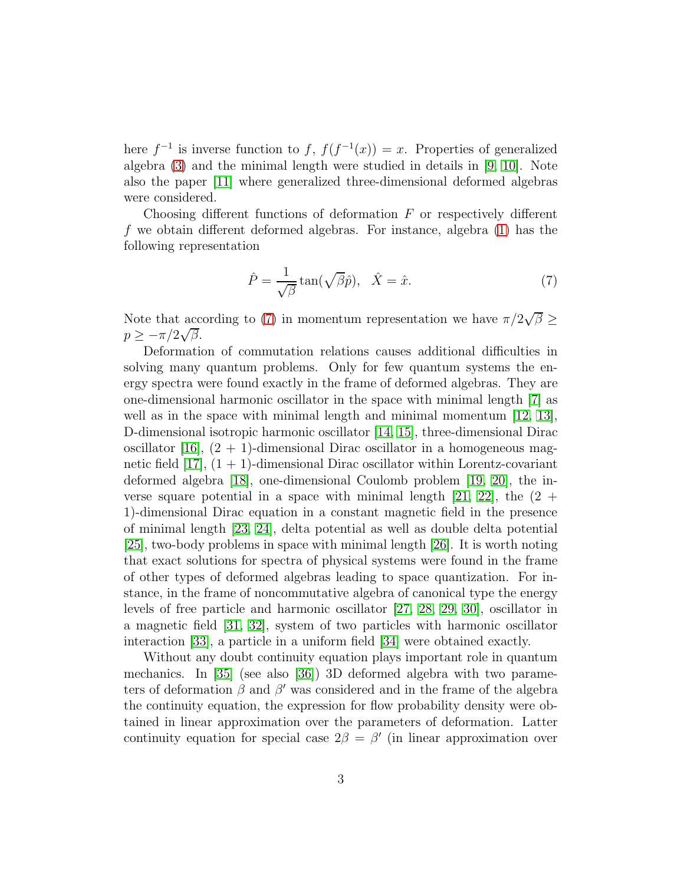here $f^{-1}$ is inverse function to $f$, $f(f^{-1}(x)) = x$. Properties of generalized algebra (3) and the minimal length were studied in details in [9, 10]. Note also the paper [11] where generalized three-dimensional deformed algebras were considered.

Choosing different functions of deformation $F$ or respectively different $f$ we obtain different deformed algebras. For instance, algebra (1) has the following representation

$$\hat{P} = \frac{1}{\sqrt{\beta}} \tan(\sqrt{\beta}\hat{p}), \quad \hat{X} = \hat{x}. \tag{7}$$

Note that according to (7) in momentum representation we have $\pi/2\sqrt{\beta} \geq p \geq -\pi/2\sqrt{\beta}$.

Deformation of commutation relations causes additional difficulties in solving many quantum problems. Only for few quantum systems the energy spectra were found exactly in the frame of deformed algebras. They are one-dimensional harmonic oscillator in the space with minimal length [7] as well as in the space with minimal length and minimal momentum [12, 13], D-dimensional isotropic harmonic oscillator [14, 15], three-dimensional Dirac oscillator [16], $(2+1)$-dimensional Dirac oscillator in a homogeneous magnetic field [17], $(1+1)$-dimensional Dirac oscillator within Lorentz-covariant deformed algebra [18], one-dimensional Coulomb problem [19, 20], the inverse square potential in a space with minimal length [21, 22], the $(2+1)$-dimensional Dirac equation in a constant magnetic field in the presence of minimal length [23, 24], delta potential as well as double delta potential [25], two-body problems in space with minimal length [26]. It is worth noting that exact solutions for spectra of physical systems were found in the frame of other types of deformed algebras leading to space quantization. For instance, in the frame of noncommutative algebra of canonical type the energy levels of free particle and harmonic oscillator [27, 28, 29, 30], oscillator in a magnetic field [31, 32], system of two particles with harmonic oscillator interaction [33], a particle in a uniform field [34] were obtained exactly.

Without any doubt continuity equation plays important role in quantum mechanics. In [35] (see also [36]) 3D deformed algebra with two parameters of deformation $\beta$ and $\beta'$ was considered and in the frame of the algebra the continuity equation, the expression for flow probability density were obtained in linear approximation over the parameters of deformation. Latter continuity equation for special case $2\beta = \beta'$ (in linear approximation over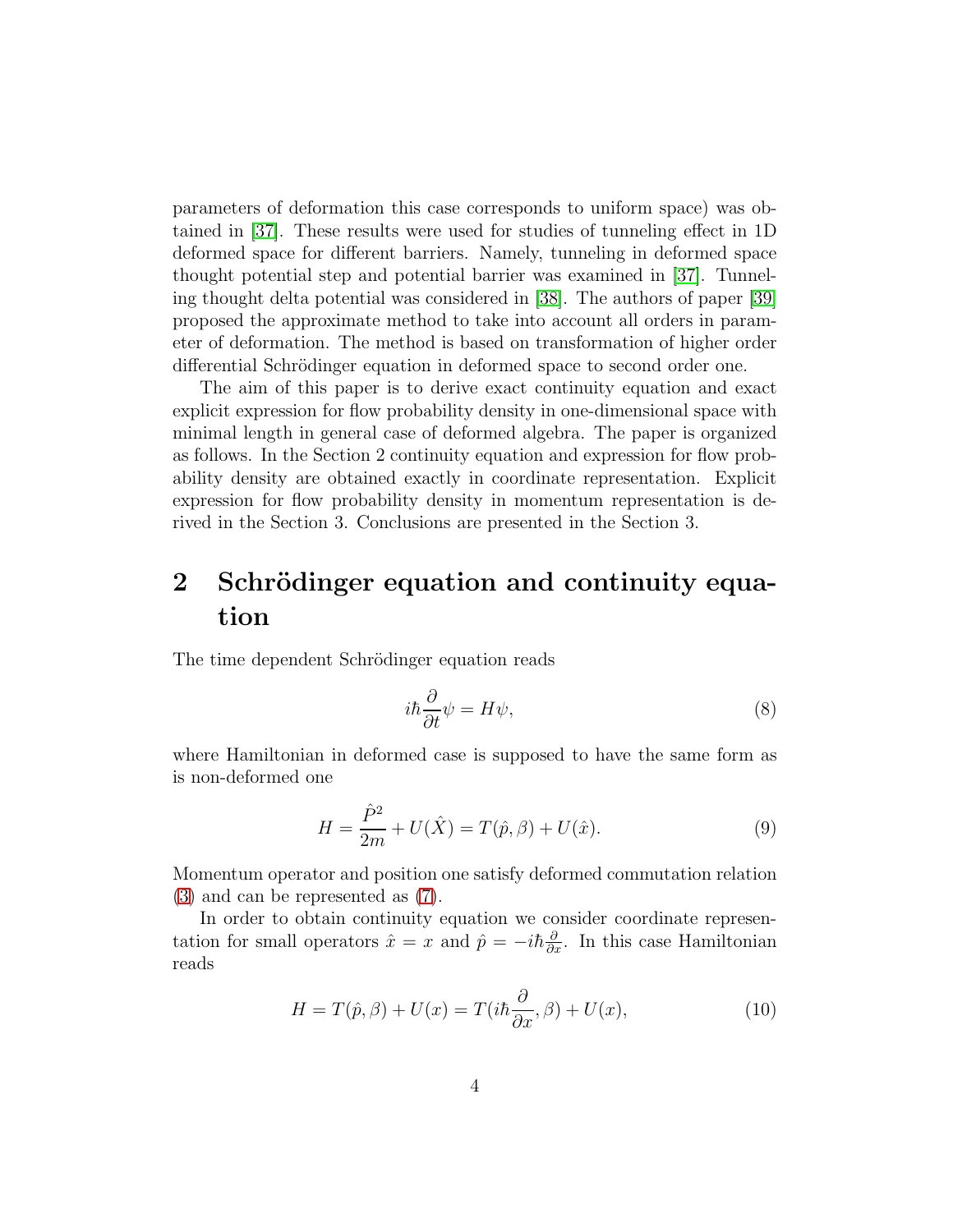parameters of deformation this case corresponds to uniform space) was obtained in [37]. These results were used for studies of tunneling effect in 1D deformed space for different barriers. Namely, tunneling in deformed space thought potential step and potential barrier was examined in [37]. Tunneling thought delta potential was considered in [38]. The authors of paper [39] proposed the approximate method to take into account all orders in parameter of deformation. The method is based on transformation of higher order differential Schrödinger equation in deformed space to second order one.

The aim of this paper is to derive exact continuity equation and exact explicit expression for flow probability density in one-dimensional space with minimal length in general case of deformed algebra. The paper is organized as follows. In the Section 2 continuity equation and expression for flow probability density are obtained exactly in coordinate representation. Explicit expression for flow probability density in momentum representation is derived in the Section 3. Conclusions are presented in the Section 3.

## 2 Schrödinger equation and continuity equation

The time dependent Schrödinger equation reads

$$i\hbar\frac{\partial}{\partial t}\psi = H\psi, \tag{8}$$

where Hamiltonian in deformed case is supposed to have the same form as is non-deformed one

$$H = \frac{\hat{P}^2}{2m} + U(\hat{X}) = T(\hat{p}, \beta) + U(\hat{x}). \tag{9}$$

Momentum operator and position one satisfy deformed commutation relation (3) and can be represented as (7).

In order to obtain continuity equation we consider coordinate representation for small operators $\hat{x} = x$ and $\hat{p} = -i\hbar\frac{\partial}{\partial x}$. In this case Hamiltonian reads

$$H = T(\hat{p}, \beta) + U(x) = T(i\hbar\frac{\partial}{\partial x}, \beta) + U(x), \tag{10}$$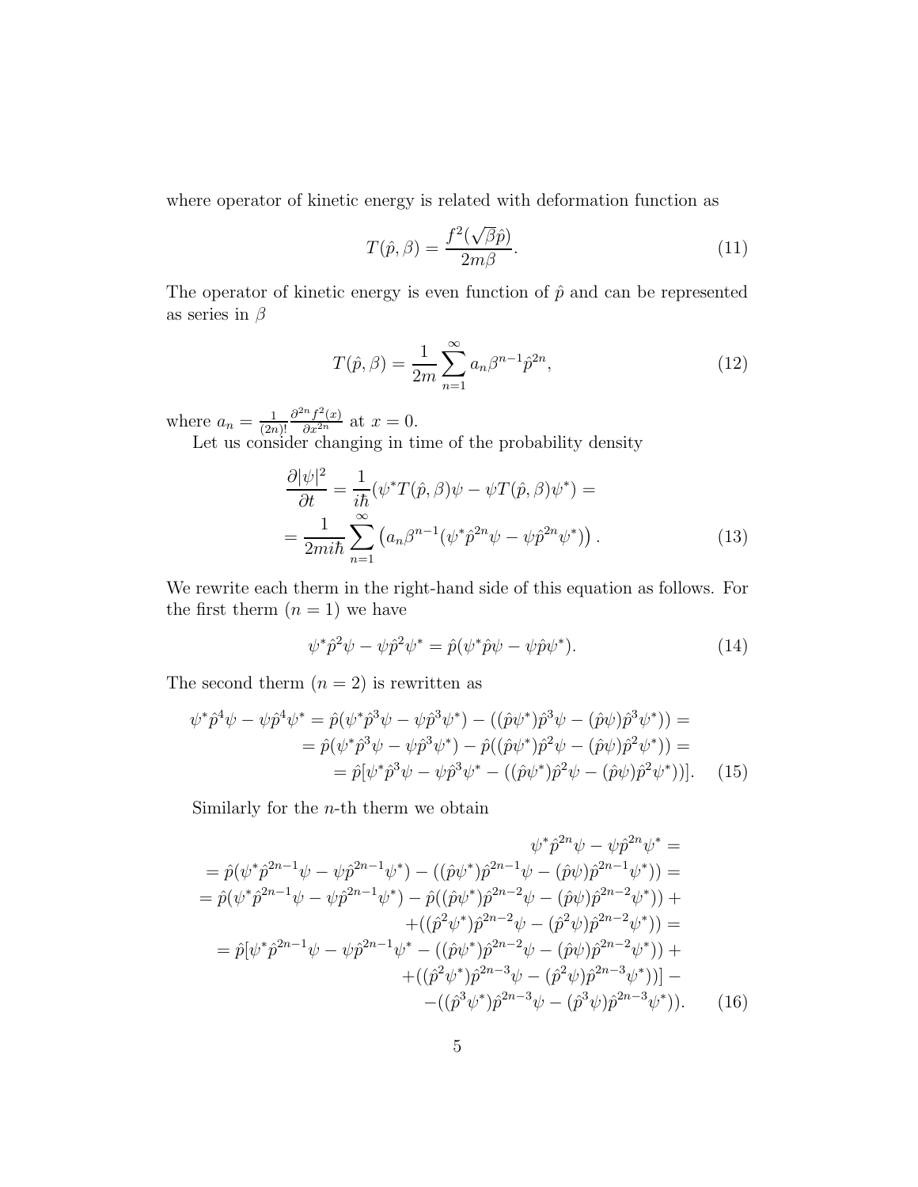where operator of kinetic energy is related with deformation function as

$$T(\hat{p}, \beta) = \frac{f^2(\sqrt{\beta}\hat{p})}{2m\beta}. \tag{11}$$

The operator of kinetic energy is even function of $\hat{p}$ and can be represented as series in $\beta$

$$T(\hat{p}, \beta) = \frac{1}{2m}\sum_{n=1}^{\infty} a_n \beta^{n-1}\hat{p}^{2n}, \tag{12}$$

where $a_n = \frac{1}{(2n)!}\frac{\partial^{2n} f^2(x)}{\partial x^{2n}}$ at $x = 0$.

Let us consider changing in time of the probability density

$$\begin{aligned}
\frac{\partial |\psi|^2}{\partial t} &= \frac{1}{i\hbar}(\psi^* T(\hat{p},\beta)\psi - \psi T(\hat{p},\beta)\psi^*) = \\
&= \frac{1}{2mi\hbar}\sum_{n=1}^{\infty}\left(a_n\beta^{n-1}(\psi^*\hat{p}^{2n}\psi - \psi\hat{p}^{2n}\psi^*)\right).
\end{aligned} \tag{13}$$

We rewrite each therm in the right-hand side of this equation as follows. For the first therm $(n = 1)$ we have

$$\psi^*\hat{p}^2\psi - \psi\hat{p}^2\psi^* = \hat{p}(\psi^*\hat{p}\psi - \psi\hat{p}\psi^*). \tag{14}$$

The second therm $(n = 2)$ is rewritten as

$$\begin{aligned}
\psi^*\hat{p}^4\psi - \psi\hat{p}^4\psi^* &= \hat{p}(\psi^*\hat{p}^3\psi - \psi\hat{p}^3\psi^*) - ((\hat{p}\psi^*)\hat{p}^3\psi - (\hat{p}\psi)\hat{p}^3\psi^*)) = \\
&= \hat{p}(\psi^*\hat{p}^3\psi - \psi\hat{p}^3\psi^*) - \hat{p}((\hat{p}\psi^*)\hat{p}^2\psi - (\hat{p}\psi)\hat{p}^2\psi^*)) = \\
&= \hat{p}[\psi^*\hat{p}^3\psi - \psi\hat{p}^3\psi^* - ((\hat{p}\psi^*)\hat{p}^2\psi - (\hat{p}\psi)\hat{p}^2\psi^*))].
\end{aligned} \tag{15}$$

Similarly for the $n$-th therm we obtain

$$\begin{aligned}
&\psi^*\hat{p}^{2n}\psi - \psi\hat{p}^{2n}\psi^* = \\
&= \hat{p}(\psi^*\hat{p}^{2n-1}\psi - \psi\hat{p}^{2n-1}\psi^*) - ((\hat{p}\psi^*)\hat{p}^{2n-1}\psi - (\hat{p}\psi)\hat{p}^{2n-1}\psi^*)) = \\
&= \hat{p}(\psi^*\hat{p}^{2n-1}\psi - \psi\hat{p}^{2n-1}\psi^*) - \hat{p}((\hat{p}\psi^*)\hat{p}^{2n-2}\psi - (\hat{p}\psi)\hat{p}^{2n-2}\psi^*)) + \\
&\quad + ((\hat{p}^2\psi^*)\hat{p}^{2n-2}\psi - (\hat{p}^2\psi)\hat{p}^{2n-2}\psi^*)) = \\
&= \hat{p}[\psi^*\hat{p}^{2n-1}\psi - \psi\hat{p}^{2n-1}\psi^* - ((\hat{p}\psi^*)\hat{p}^{2n-2}\psi - (\hat{p}\psi)\hat{p}^{2n-2}\psi^*)) + \\
&\quad + ((\hat{p}^2\psi^*)\hat{p}^{2n-3}\psi - (\hat{p}^2\psi)\hat{p}^{2n-3}\psi^*))] - \\
&\quad - ((\hat{p}^3\psi^*)\hat{p}^{2n-3}\psi - (\hat{p}^3\psi)\hat{p}^{2n-3}\psi^*)).
\end{aligned} \tag{16}$$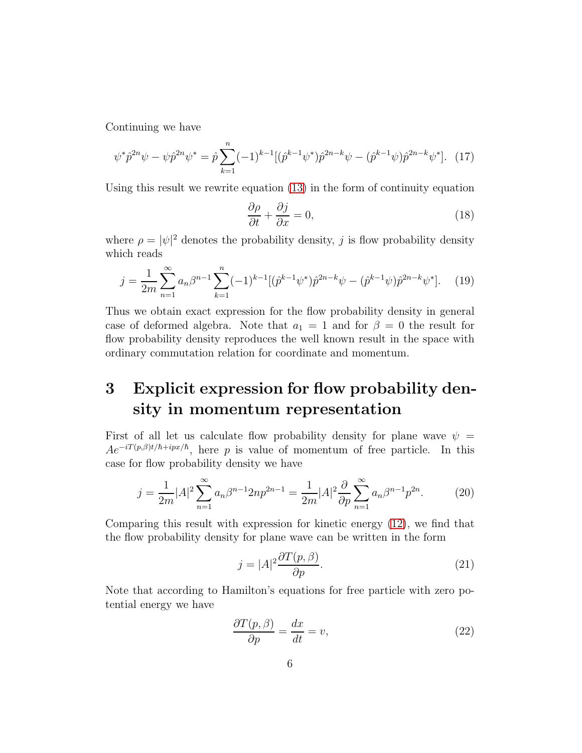Continuing we have

$$\psi^* \hat{p}^{2n}\psi - \psi \hat{p}^{2n}\psi^* = \hat{p}\sum_{k=1}^{n}(-1)^{k-1}[(\hat{p}^{k-1}\psi^*)\hat{p}^{2n-k}\psi - (\hat{p}^{k-1}\psi)\hat{p}^{2n-k}\psi^*]. \quad (17)$$

Using this result we rewrite equation (13) in the form of continuity equation

$$\frac{\partial \rho}{\partial t} + \frac{\partial j}{\partial x} = 0, \quad (18)$$

where $\rho = |\psi|^2$ denotes the probability density, $j$ is flow probability density which reads

$$j = \frac{1}{2m}\sum_{n=1}^{\infty} a_n \beta^{n-1} \sum_{k=1}^{n}(-1)^{k-1}[(\hat{p}^{k-1}\psi^*)\hat{p}^{2n-k}\psi - (\hat{p}^{k-1}\psi)\hat{p}^{2n-k}\psi^*]. \quad (19)$$

Thus we obtain exact expression for the flow probability density in general case of deformed algebra. Note that $a_1 = 1$ and for $\beta = 0$ the result for flow probability density reproduces the well known result in the space with ordinary commutation relation for coordinate and momentum.

# 3 Explicit expression for flow probability density in momentum representation

First of all let us calculate flow probability density for plane wave $\psi = Ae^{-iT(p,\beta)t/\hbar + ipx/\hbar}$, here $p$ is value of momentum of free particle. In this case for flow probability density we have

$$j = \frac{1}{2m}|A|^2 \sum_{n=1}^{\infty} a_n \beta^{n-1} 2n p^{2n-1} = \frac{1}{2m}|A|^2 \frac{\partial}{\partial p}\sum_{n=1}^{\infty} a_n \beta^{n-1} p^{2n}. \quad (20)$$

Comparing this result with expression for kinetic energy (12), we find that the flow probability density for plane wave can be written in the form

$$j = |A|^2 \frac{\partial T(p, \beta)}{\partial p}. \quad (21)$$

Note that according to Hamilton's equations for free particle with zero potential energy we have

$$\frac{\partial T(p, \beta)}{\partial p} = \frac{dx}{dt} = v, \quad (22)$$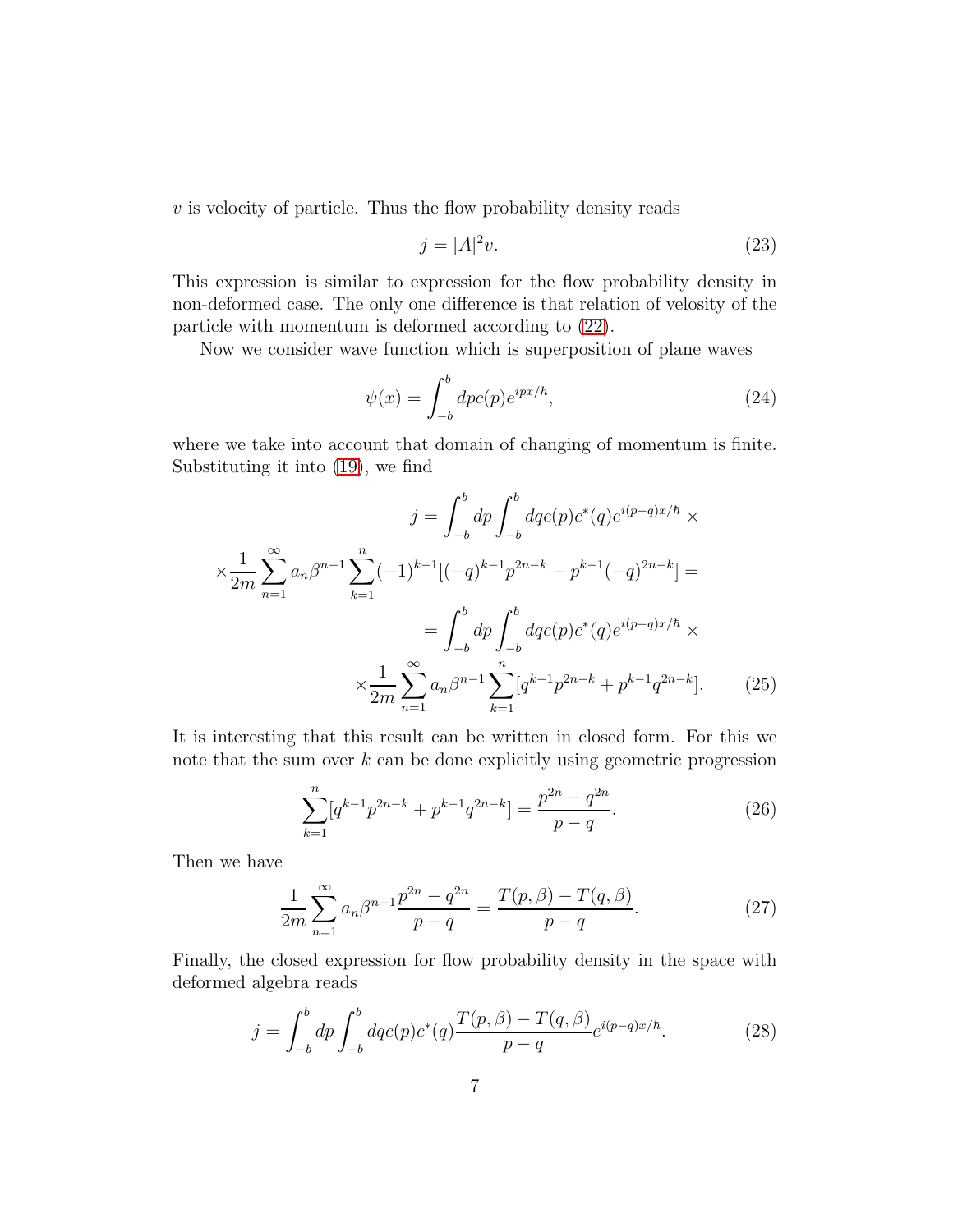$v$ is velocity of particle. Thus the flow probability density reads

$$j = |A|^2 v. \tag{23}$$

This expression is similar to expression for the flow probability density in non-deformed case. The only one difference is that relation of velosity of the particle with momentum is deformed according to (22).

Now we consider wave function which is superposition of plane waves

$$\psi(x) = \int_{-b}^{b} dp c(p) e^{ipx/\hbar}, \tag{24}$$

where we take into account that domain of changing of momentum is finite. Substituting it into (19), we find

$$\begin{aligned} j = \int_{-b}^{b} dp \int_{-b}^{b} dq c(p) c^*(q) e^{i(p-q)x/\hbar} \times \\ \times \frac{1}{2m} \sum_{n=1}^{\infty} a_n \beta^{n-1} \sum_{k=1}^{n} (-1)^{k-1} [(-q)^{k-1} p^{2n-k} - p^{k-1}(-q)^{2n-k}] = \\ = \int_{-b}^{b} dp \int_{-b}^{b} dq c(p) c^*(q) e^{i(p-q)x/\hbar} \times \\ \times \frac{1}{2m} \sum_{n=1}^{\infty} a_n \beta^{n-1} \sum_{k=1}^{n} [q^{k-1} p^{2n-k} + p^{k-1} q^{2n-k}]. \end{aligned} \tag{25}$$

It is interesting that this result can be written in closed form. For this we note that the sum over $k$ can be done explicitly using geometric progression

$$\sum_{k=1}^{n} [q^{k-1} p^{2n-k} + p^{k-1} q^{2n-k}] = \frac{p^{2n} - q^{2n}}{p - q}. \tag{26}$$

Then we have

$$\frac{1}{2m} \sum_{n=1}^{\infty} a_n \beta^{n-1} \frac{p^{2n} - q^{2n}}{p - q} = \frac{T(p,\beta) - T(q,\beta)}{p - q}. \tag{27}$$

Finally, the closed expression for flow probability density in the space with deformed algebra reads

$$j = \int_{-b}^{b} dp \int_{-b}^{b} dq c(p) c^*(q) \frac{T(p,\beta) - T(q,\beta)}{p - q} e^{i(p-q)x/\hbar}. \tag{28}$$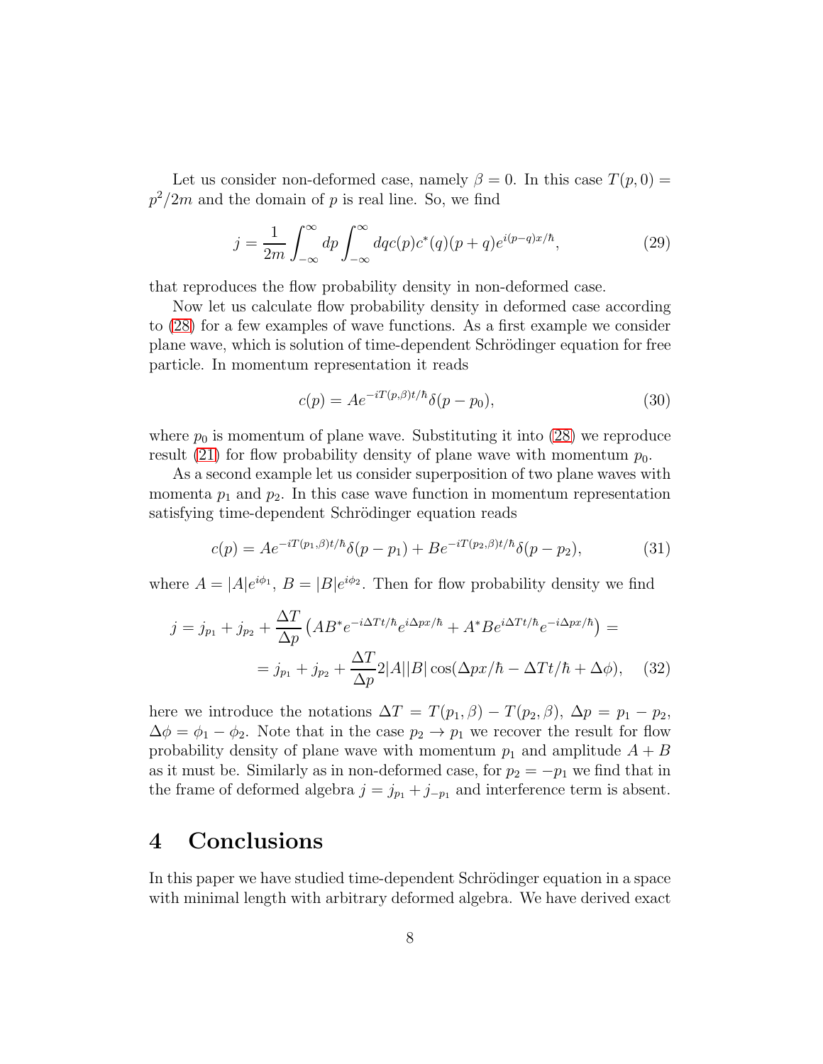Let us consider non-deformed case, namely $\beta = 0$. In this case $T(p,0) = p^2/2m$ and the domain of $p$ is real line. So, we find

$$j = \frac{1}{2m}\int_{-\infty}^{\infty} dp \int_{-\infty}^{\infty} dq c(p) c^*(q)(p+q) e^{i(p-q)x/\hbar}, \tag{29}$$

that reproduces the flow probability density in non-deformed case.

Now let us calculate flow probability density in deformed case according to (28) for a few examples of wave functions. As a first example we consider plane wave, which is solution of time-dependent Schrödinger equation for free particle. In momentum representation it reads

$$c(p) = A e^{-iT(p,\beta)t/\hbar}\delta(p - p_0), \tag{30}$$

where $p_0$ is momentum of plane wave. Substituting it into (28) we reproduce result (21) for flow probability density of plane wave with momentum $p_0$.

As a second example let us consider superposition of two plane waves with momenta $p_1$ and $p_2$. In this case wave function in momentum representation satisfying time-dependent Schrödinger equation reads

$$c(p) = A e^{-iT(p_1,\beta)t/\hbar}\delta(p - p_1) + B e^{-iT(p_2,\beta)t/\hbar}\delta(p - p_2), \tag{31}$$

where $A = |A|e^{i\phi_1}$, $B = |B|e^{i\phi_2}$. Then for flow probability density we find

$$\begin{aligned} j = j_{p_1} + j_{p_2} + \frac{\Delta T}{\Delta p}\left(AB^* e^{-i\Delta T t/\hbar} e^{i\Delta p x/\hbar} + A^* B e^{i\Delta T t/\hbar} e^{-i\Delta p x/\hbar}\right) = \\ = j_{p_1} + j_{p_2} + \frac{\Delta T}{\Delta p} 2|A||B| \cos(\Delta p x/\hbar - \Delta T t/\hbar + \Delta\phi), \end{aligned} \tag{32}$$

here we introduce the notations $\Delta T = T(p_1,\beta) - T(p_2,\beta)$, $\Delta p = p_1 - p_2$, $\Delta\phi = \phi_1 - \phi_2$. Note that in the case $p_2 \to p_1$ we recover the result for flow probability density of plane wave with momentum $p_1$ and amplitude $A + B$ as it must be. Similarly as in non-deformed case, for $p_2 = -p_1$ we find that in the frame of deformed algebra $j = j_{p_1} + j_{-p_1}$ and interference term is absent.

## 4 Conclusions

In this paper we have studied time-dependent Schrödinger equation in a space with minimal length with arbitrary deformed algebra. We have derived exact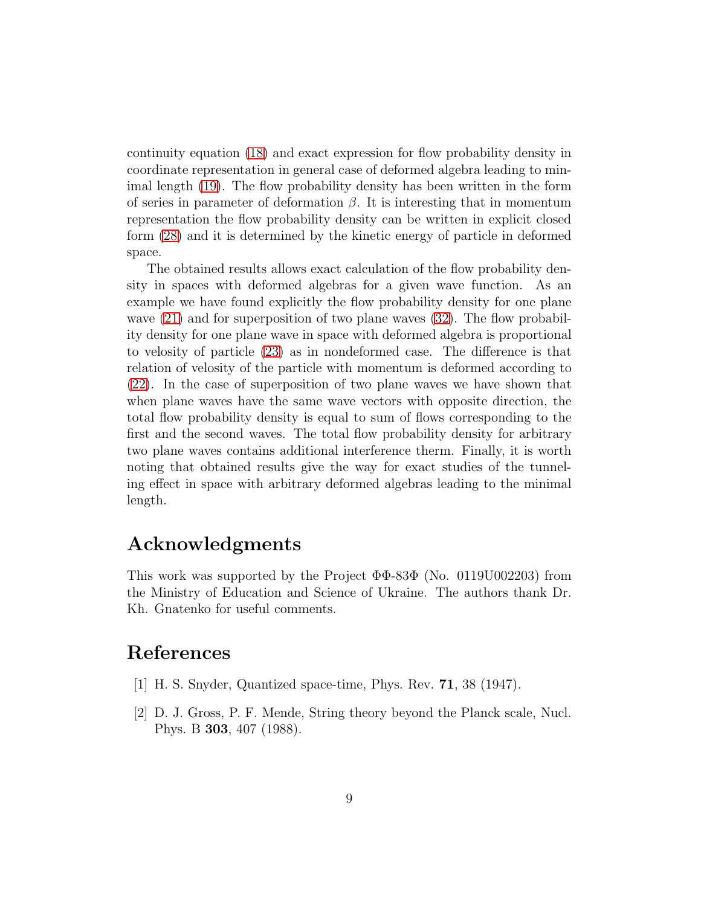continuity equation (18) and exact expression for flow probability density in coordinate representation in general case of deformed algebra leading to minimal length (19). The flow probability density has been written in the form of series in parameter of deformation $\beta$. It is interesting that in momentum representation the flow probability density can be written in explicit closed form (28) and it is determined by the kinetic energy of particle in deformed space.

The obtained results allows exact calculation of the flow probability density in spaces with deformed algebras for a given wave function. As an example we have found explicitly the flow probability density for one plane wave (21) and for superposition of two plane waves (32). The flow probability density for one plane wave in space with deformed algebra is proportional to velosity of particle (23) as in nondeformed case. The difference is that relation of velosity of the particle with momentum is deformed according to (22). In the case of superposition of two plane waves we have shown that when plane waves have the same wave vectors with opposite direction, the total flow probability density is equal to sum of flows corresponding to the first and the second waves. The total flow probability density for arbitrary two plane waves contains additional interference therm. Finally, it is worth noting that obtained results give the way for exact studies of the tunneling effect in space with arbitrary deformed algebras leading to the minimal length.

## Acknowledgments

This work was supported by the Project ФФ-83Ф (No. 0119U002203) from the Ministry of Education and Science of Ukraine. The authors thank Dr. Kh. Gnatenko for useful comments.

## References

[1] H. S. Snyder, Quantized space-time, Phys. Rev. **71**, 38 (1947).

[2] D. J. Gross, P. F. Mende, String theory beyond the Planck scale, Nucl. Phys. B **303**, 407 (1988).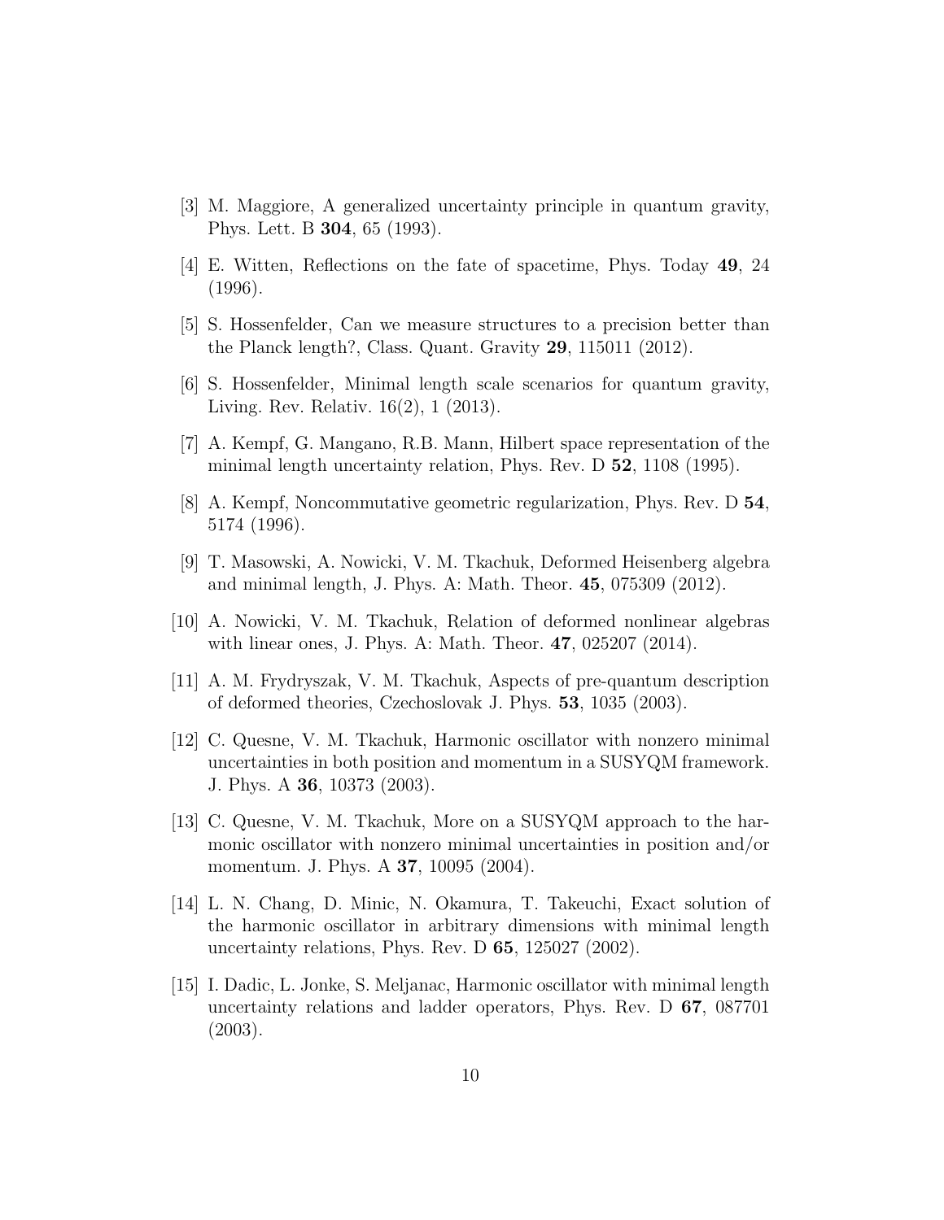[3] M. Maggiore, A generalized uncertainty principle in quantum gravity, Phys. Lett. B **304**, 65 (1993).

[4] E. Witten, Reflections on the fate of spacetime, Phys. Today **49**, 24 (1996).

[5] S. Hossenfelder, Can we measure structures to a precision better than the Planck length?, Class. Quant. Gravity **29**, 115011 (2012).

[6] S. Hossenfelder, Minimal length scale scenarios for quantum gravity, Living. Rev. Relativ. 16(2), 1 (2013).

[7] A. Kempf, G. Mangano, R.B. Mann, Hilbert space representation of the minimal length uncertainty relation, Phys. Rev. D **52**, 1108 (1995).

[8] A. Kempf, Noncommutative geometric regularization, Phys. Rev. D **54**, 5174 (1996).

[9] T. Masowski, A. Nowicki, V. M. Tkachuk, Deformed Heisenberg algebra and minimal length, J. Phys. A: Math. Theor. **45**, 075309 (2012).

[10] A. Nowicki, V. M. Tkachuk, Relation of deformed nonlinear algebras with linear ones, J. Phys. A: Math. Theor. **47**, 025207 (2014).

[11] A. M. Frydryszak, V. M. Tkachuk, Aspects of pre-quantum description of deformed theories, Czechoslovak J. Phys. **53**, 1035 (2003).

[12] C. Quesne, V. M. Tkachuk, Harmonic oscillator with nonzero minimal uncertainties in both position and momentum in a SUSYQM framework. J. Phys. A **36**, 10373 (2003).

[13] C. Quesne, V. M. Tkachuk, More on a SUSYQM approach to the harmonic oscillator with nonzero minimal uncertainties in position and/or momentum. J. Phys. A **37**, 10095 (2004).

[14] L. N. Chang, D. Minic, N. Okamura, T. Takeuchi, Exact solution of the harmonic oscillator in arbitrary dimensions with minimal length uncertainty relations, Phys. Rev. D **65**, 125027 (2002).

[15] I. Dadic, L. Jonke, S. Meljanac, Harmonic oscillator with minimal length uncertainty relations and ladder operators, Phys. Rev. D **67**, 087701 (2003).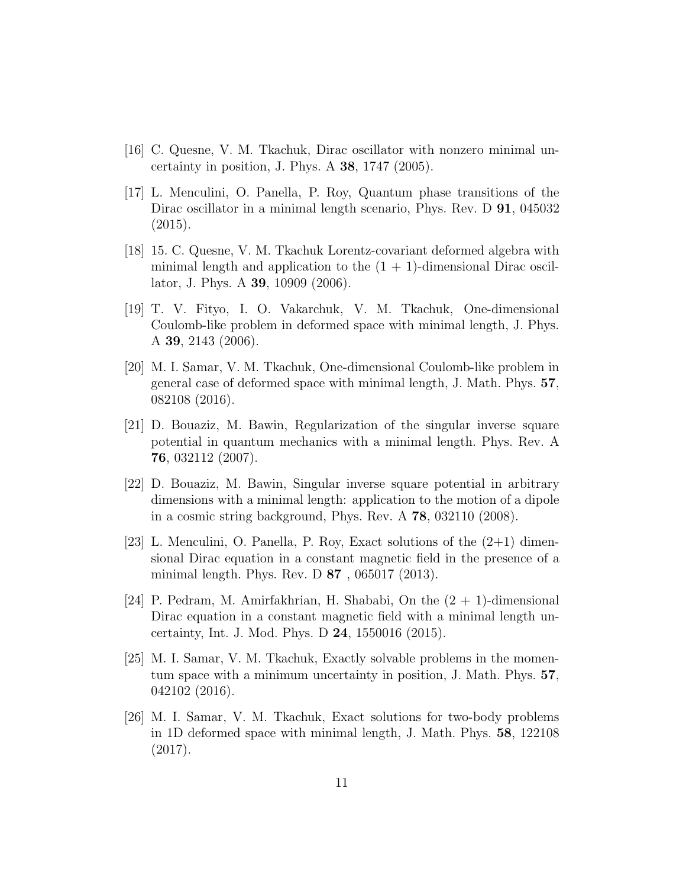[16] C. Quesne, V. M. Tkachuk, Dirac oscillator with nonzero minimal uncertainty in position, J. Phys. A **38**, 1747 (2005).

[17] L. Menculini, O. Panella, P. Roy, Quantum phase transitions of the Dirac oscillator in a minimal length scenario, Phys. Rev. D **91**, 045032 (2015).

[18] 15. C. Quesne, V. M. Tkachuk Lorentz-covariant deformed algebra with minimal length and application to the $(1 + 1)$-dimensional Dirac oscillator, J. Phys. A **39**, 10909 (2006).

[19] T. V. Fityo, I. O. Vakarchuk, V. M. Tkachuk, One-dimensional Coulomb-like problem in deformed space with minimal length, J. Phys. A **39**, 2143 (2006).

[20] M. I. Samar, V. M. Tkachuk, One-dimensional Coulomb-like problem in general case of deformed space with minimal length, J. Math. Phys. **57**, 082108 (2016).

[21] D. Bouaziz, M. Bawin, Regularization of the singular inverse square potential in quantum mechanics with a minimal length. Phys. Rev. A **76**, 032112 (2007).

[22] D. Bouaziz, M. Bawin, Singular inverse square potential in arbitrary dimensions with a minimal length: application to the motion of a dipole in a cosmic string background, Phys. Rev. A **78**, 032110 (2008).

[23] L. Menculini, O. Panella, P. Roy, Exact solutions of the (2+1) dimensional Dirac equation in a constant magnetic field in the presence of a minimal length. Phys. Rev. D **87** , 065017 (2013).

[24] P. Pedram, M. Amirfakhrian, H. Shababi, On the $(2 + 1)$-dimensional Dirac equation in a constant magnetic field with a minimal length uncertainty, Int. J. Mod. Phys. D **24**, 1550016 (2015).

[25] M. I. Samar, V. M. Tkachuk, Exactly solvable problems in the momentum space with a minimum uncertainty in position, J. Math. Phys. **57**, 042102 (2016).

[26] M. I. Samar, V. M. Tkachuk, Exact solutions for two-body problems in 1D deformed space with minimal length, J. Math. Phys. **58**, 122108 (2017).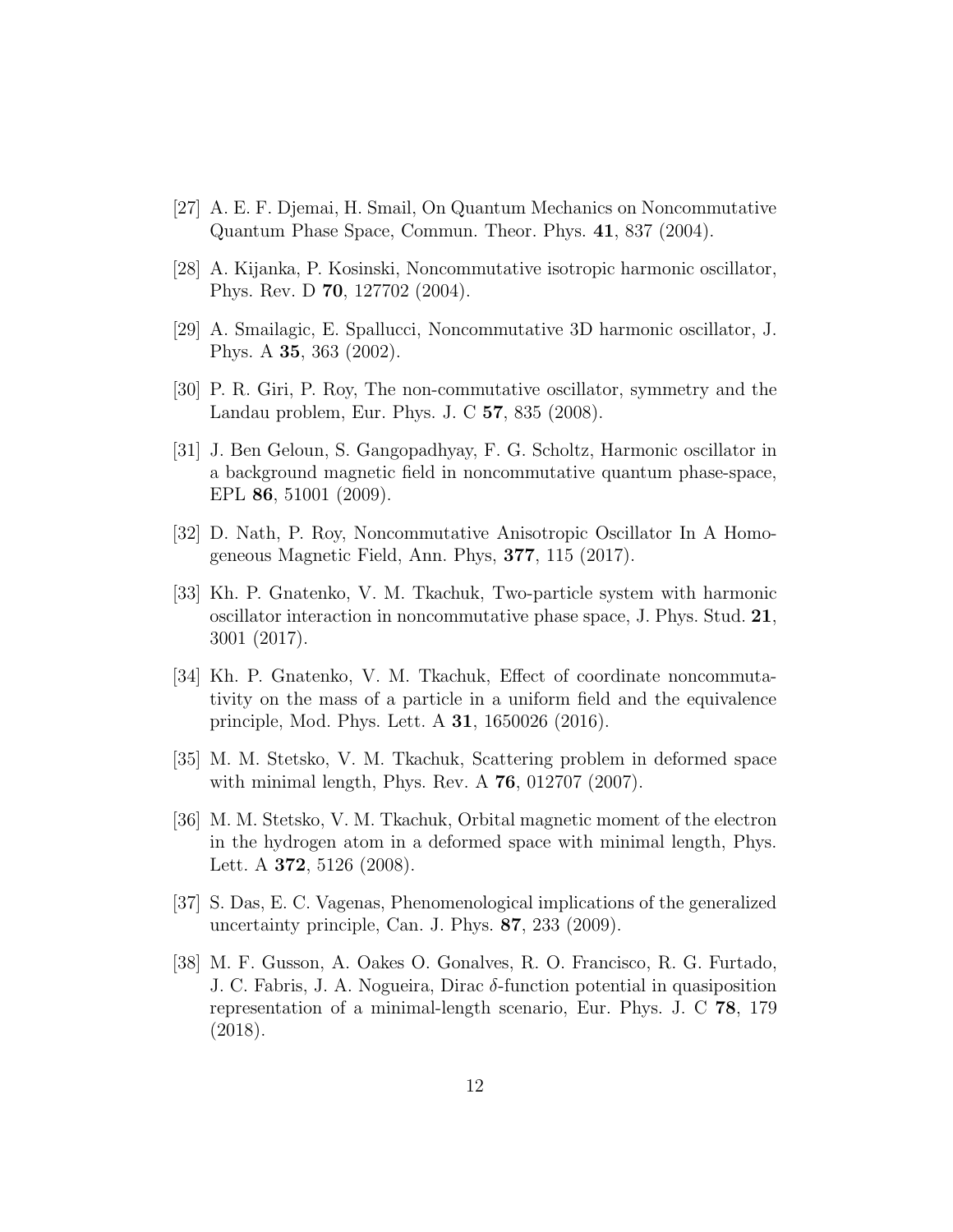[27] A. E. F. Djemai, H. Smail, On Quantum Mechanics on Noncommutative Quantum Phase Space, Commun. Theor. Phys. **41**, 837 (2004).

[28] A. Kijanka, P. Kosinski, Noncommutative isotropic harmonic oscillator, Phys. Rev. D **70**, 127702 (2004).

[29] A. Smailagic, E. Spallucci, Noncommutative 3D harmonic oscillator, J. Phys. A **35**, 363 (2002).

[30] P. R. Giri, P. Roy, The non-commutative oscillator, symmetry and the Landau problem, Eur. Phys. J. C **57**, 835 (2008).

[31] J. Ben Geloun, S. Gangopadhyay, F. G. Scholtz, Harmonic oscillator in a background magnetic field in noncommutative quantum phase-space, EPL **86**, 51001 (2009).

[32] D. Nath, P. Roy, Noncommutative Anisotropic Oscillator In A Homogeneous Magnetic Field, Ann. Phys, **377**, 115 (2017).

[33] Kh. P. Gnatenko, V. M. Tkachuk, Two-particle system with harmonic oscillator interaction in noncommutative phase space, J. Phys. Stud. **21**, 3001 (2017).

[34] Kh. P. Gnatenko, V. M. Tkachuk, Effect of coordinate noncommutativity on the mass of a particle in a uniform field and the equivalence principle, Mod. Phys. Lett. A **31**, 1650026 (2016).

[35] M. M. Stetsko, V. M. Tkachuk, Scattering problem in deformed space with minimal length, Phys. Rev. A **76**, 012707 (2007).

[36] M. M. Stetsko, V. M. Tkachuk, Orbital magnetic moment of the electron in the hydrogen atom in a deformed space with minimal length, Phys. Lett. A **372**, 5126 (2008).

[37] S. Das, E. C. Vagenas, Phenomenological implications of the generalized uncertainty principle, Can. J. Phys. **87**, 233 (2009).

[38] M. F. Gusson, A. Oakes O. Gonalves, R. O. Francisco, R. G. Furtado, J. C. Fabris, J. A. Nogueira, Dirac $\delta$-function potential in quasiposition representation of a minimal-length scenario, Eur. Phys. J. C **78**, 179 (2018).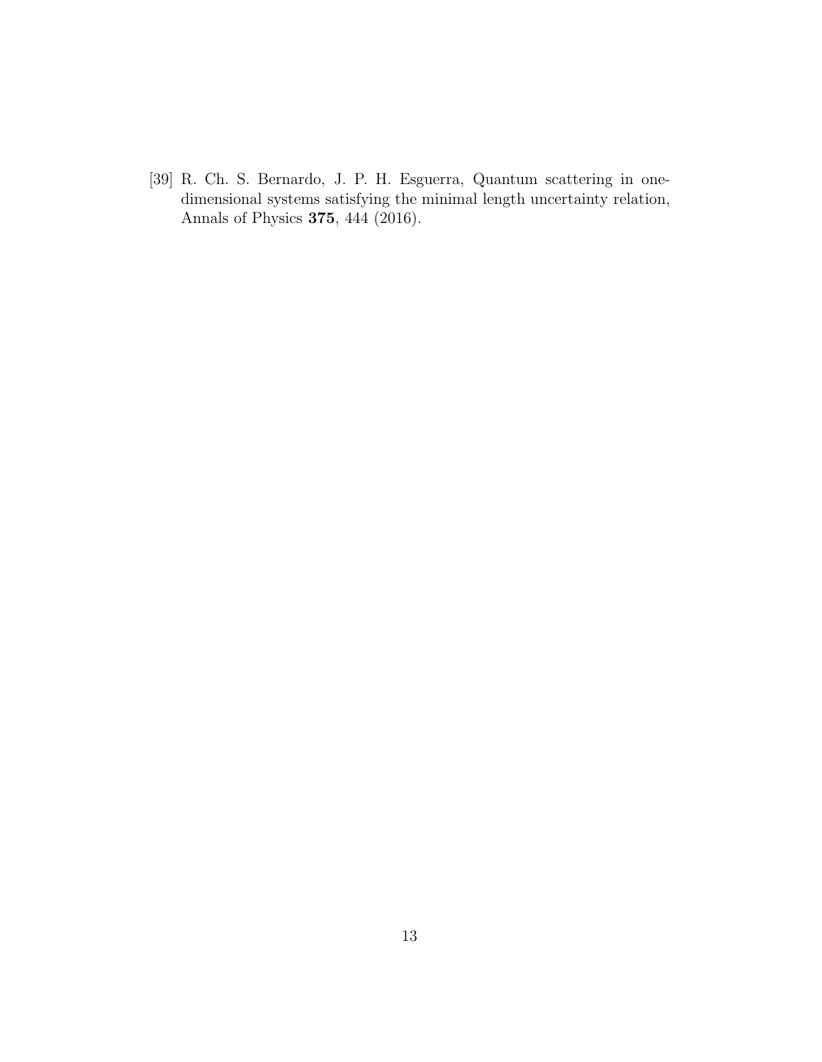[39] R. Ch. S. Bernardo, J. P. H. Esguerra, Quantum scattering in one-dimensional systems satisfying the minimal length uncertainty relation, Annals of Physics **375**, 444 (2016).